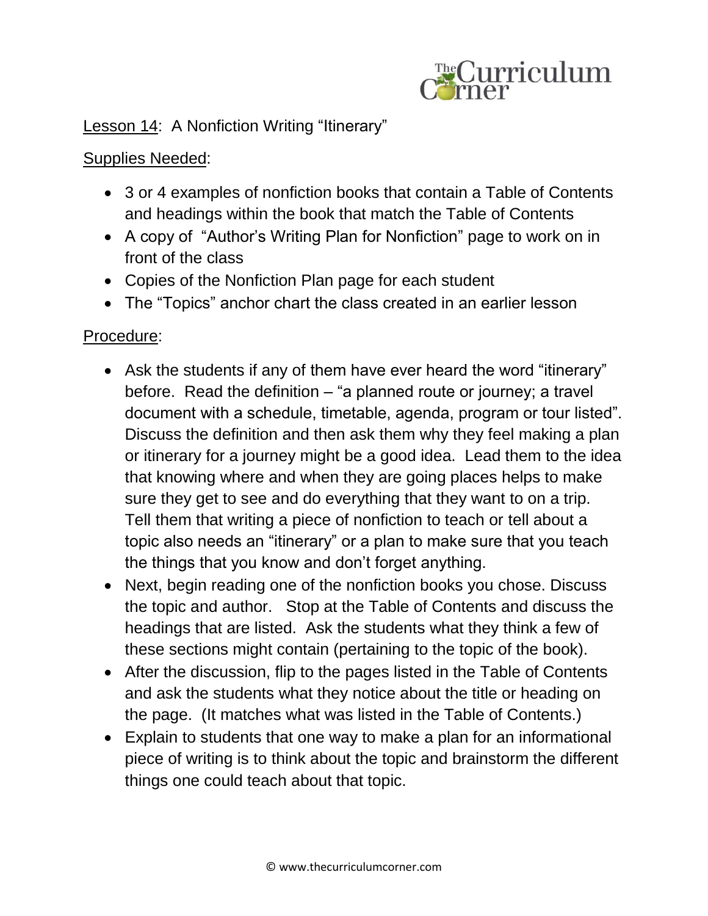Lesson 14: A Nonfiction Writing "Itinerary"

Supplies Needed:

- 3 or 4 examples of nonfiction books that contain a Table of Contents and headings within the book that match the Table of Contents
- A copy of "Author's Writing Plan for Nonfiction" page to work on in front of the class
- Copies of the Nonfiction Plan page for each student
- The "Topics" anchor chart the class created in an earlier lesson

Procedure:

- Ask the students if any of them have ever heard the word "itinerary" before. Read the definition – "a planned route or journey; a travel document with a schedule, timetable, agenda, program or tour listed". Discuss the definition and then ask them why they feel making a plan or itinerary for a journey might be a good idea. Lead them to the idea that knowing where and when they are going places helps to make sure they get to see and do everything that they want to on a trip. Tell them that writing a piece of nonfiction to teach or tell about a topic also needs an "itinerary" or a plan to make sure that you teach the things that you know and don't forget anything.
- Next, begin reading one of the nonfiction books you chose. Discuss the topic and author. Stop at the Table of Contents and discuss the headings that are listed. Ask the students what they think a few of these sections might contain (pertaining to the topic of the book).
- After the discussion, flip to the pages listed in the Table of Contents and ask the students what they notice about the title or heading on the page. (It matches what was listed in the Table of Contents.)
- Explain to students that one way to make a plan for an informational piece of writing is to think about the topic and brainstorm the different things one could teach about that topic.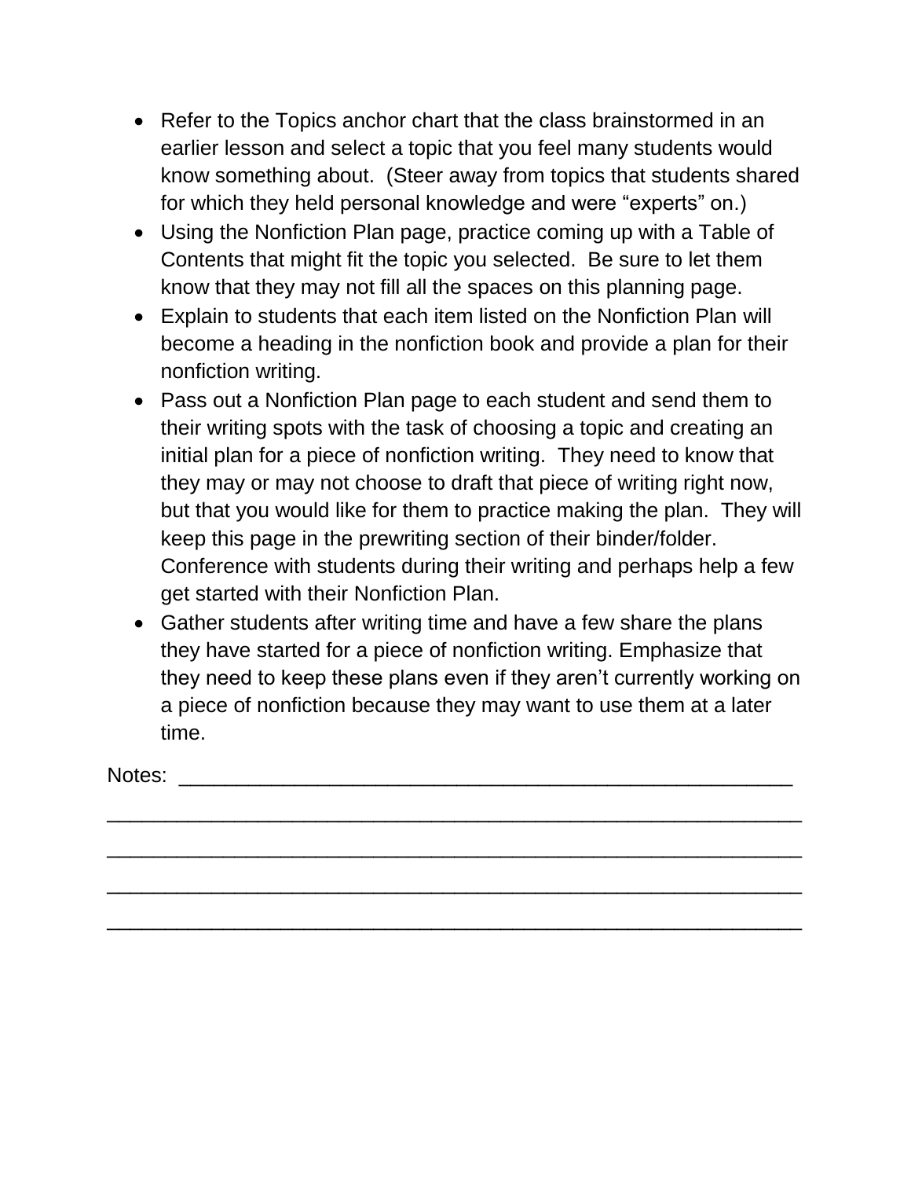- Refer to the Topics anchor chart that the class brainstormed in an earlier lesson and select a topic that you feel many students would know something about. (Steer away from topics that students shared for which they held personal knowledge and were "experts" on.)
- Using the Nonfiction Plan page, practice coming up with a Table of Contents that might fit the topic you selected. Be sure to let them know that they may not fill all the spaces on this planning page.
- Explain to students that each item listed on the Nonfiction Plan will become a heading in the nonfiction book and provide a plan for their nonfiction writing.
- Pass out a Nonfiction Plan page to each student and send them to their writing spots with the task of choosing a topic and creating an initial plan for a piece of nonfiction writing. They need to know that they may or may not choose to draft that piece of writing right now, but that you would like for them to practice making the plan. They will keep this page in the prewriting section of their binder/folder. Conference with students during their writing and perhaps help a few get started with their Nonfiction Plan.
- Gather students after writing time and have a few share the plans they have started for a piece of nonfiction writing. Emphasize that they need to keep these plans even if they aren't currently working on a piece of nonfiction because they may want to use them at a later time.

Notes: ________________________________________________________

______________________________________________________________

______________________________________________________________

______________________________________________________________

______________________________________________________________